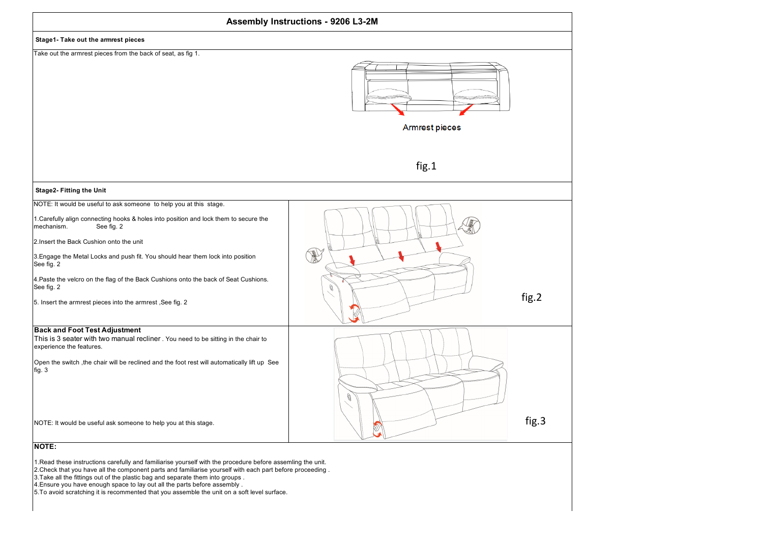# Assembly Instructions - 9206 L3-2M

## Stage1- Take out the armrest pieces

Take out the armrest pieces from the back of seat, as fig 1.

Armrest pieces

fig.1

## Stage2- Fitting the Unit

NOTE: It would be useful to ask someone to help you at this stage.

1.Carefully align connecting hooks & holes into position and lock them to secure the mechanism. See fig. 2

2.Insert the Back Cushion onto the unit

3.Engage the Metal Locks and push fit. You should hear them lock into position See fig. 2

4.Paste the velcro on the flag of the Back Cushions onto the back of Seat Cushions. See fig. 2

5. Insert the armrest pieces into the armrest ,See fig. 2

fig.2

## Back and Foot Test Adjustment

This is 3 seater with two manual recliner . You need to be sitting in the chair to experience the features.

Open the switch ,the chair will be reclined and the foot rest will automatically lift up See fig. 3

NOTE: It would be useful ask someone to help you at this stage.

fig.3

## NOTE:

1.Read these instructions carefully and familiarise yourself with the procedure before assemling the unit.
2.Check that you have all the component parts and familiarise yourself with each part before proceeding .
3.Take all the fittings out of the plastic bag and separate them into groups .
4.Ensure you have enough space to lay out all the parts before assembly .
5.To avoid scratching it is recommented that you assemble the unit on a soft level surface.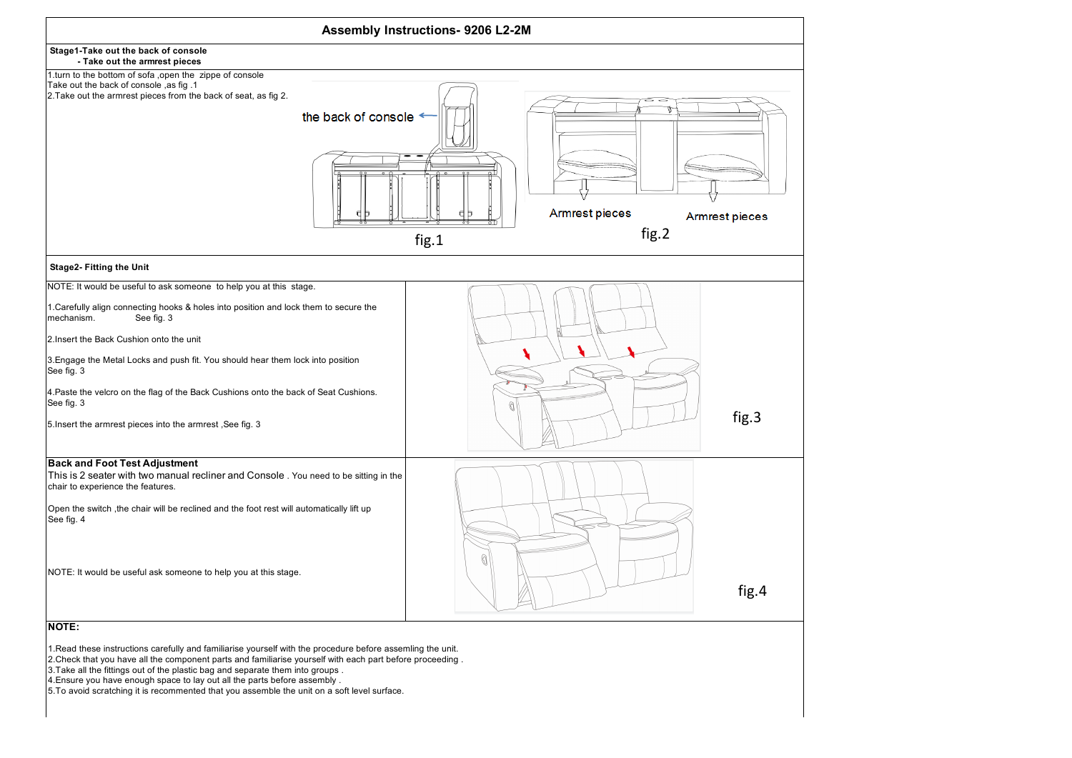# Assembly Instructions- 9206 L2-2M

**Stage1-Take out the back of console**
**- Take out the armrest pieces**

1.turn to the bottom of sofa ,open the zippe of console
Take out the back of console ,as fig .1
2.Take out the armrest pieces from the back of seat, as fig 2.

the back of console

fig.1

Armrest pieces

Armrest pieces

fig.2

**Stage2- Fitting the Unit**

NOTE: It would be useful to ask someone to help you at this stage.

1.Carefully align connecting hooks & holes into position and lock them to secure the mechanism. See fig. 3

2.Insert the Back Cushion onto the unit

3.Engage the Metal Locks and push fit. You should hear them lock into position
See fig. 3

4.Paste the velcro on the flag of the Back Cushions onto the back of Seat Cushions.
See fig. 3

5.Insert the armrest pieces into the armrest ,See fig. 3

fig.3

**Back and Foot Test Adjustment**

This is 2 seater with two manual recliner and Console . You need to be sitting in the chair to experience the features.

Open the switch ,the chair will be reclined and the foot rest will automatically lift up
See fig. 4

NOTE: It would be useful ask someone to help you at this stage.

fig.4

**NOTE:**

1.Read these instructions carefully and familiarise yourself with the procedure before assemling the unit.
2.Check that you have all the component parts and familiarise yourself with each part before proceeding .
3.Take all the fittings out of the plastic bag and separate them into groups .
4.Ensure you have enough space to lay out all the parts before assembly .
5.To avoid scratching it is recommented that you assemble the unit on a soft level surface.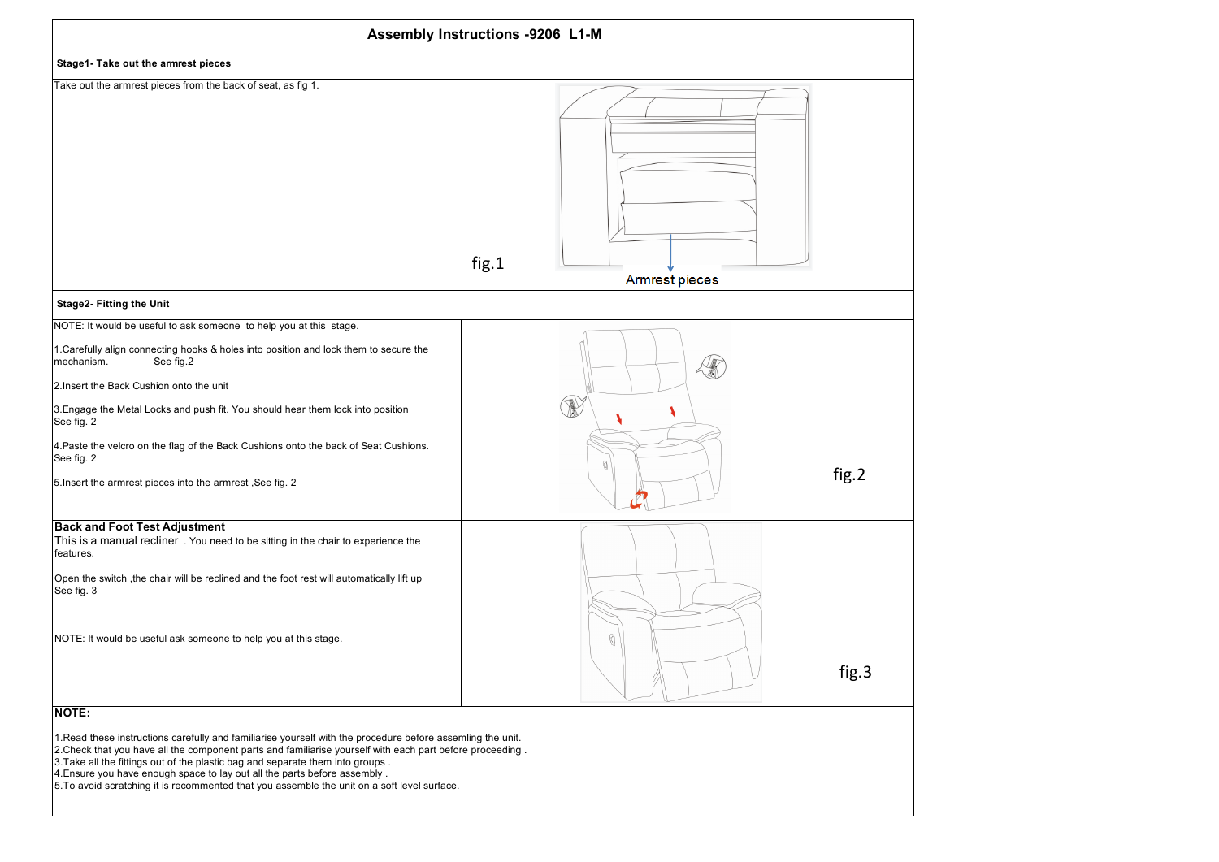# Assembly Instructions -9206 L1-M

## Stage1- Take out the armrest pieces

Take out the armrest pieces from the back of seat, as fig 1.

fig.1

Armrest pieces

## Stage2- Fitting the Unit

NOTE: It would be useful to ask someone to help you at this stage.

1.Carefully align connecting hooks & holes into position and lock them to secure the mechanism. See fig.2

2.Insert the Back Cushion onto the unit

3.Engage the Metal Locks and push fit. You should hear them lock into position See fig. 2

4.Paste the velcro on the flag of the Back Cushions onto the back of Seat Cushions. See fig. 2

5.Insert the armrest pieces into the armrest ,See fig. 2

fig.2

## Back and Foot Test Adjustment

This is a manual recliner . You need to be sitting in the chair to experience the features.

Open the switch ,the chair will be reclined and the foot rest will automatically lift up See fig. 3

NOTE: It would be useful ask someone to help you at this stage.

fig.3

## NOTE:

1.Read these instructions carefully and familiarise yourself with the procedure before assemling the unit.
2.Check that you have all the component parts and familiarise yourself with each part before proceeding .
3.Take all the fittings out of the plastic bag and separate them into groups .
4.Ensure you have enough space to lay out all the parts before assembly .
5.To avoid scratching it is recommented that you assemble the unit on a soft level surface.